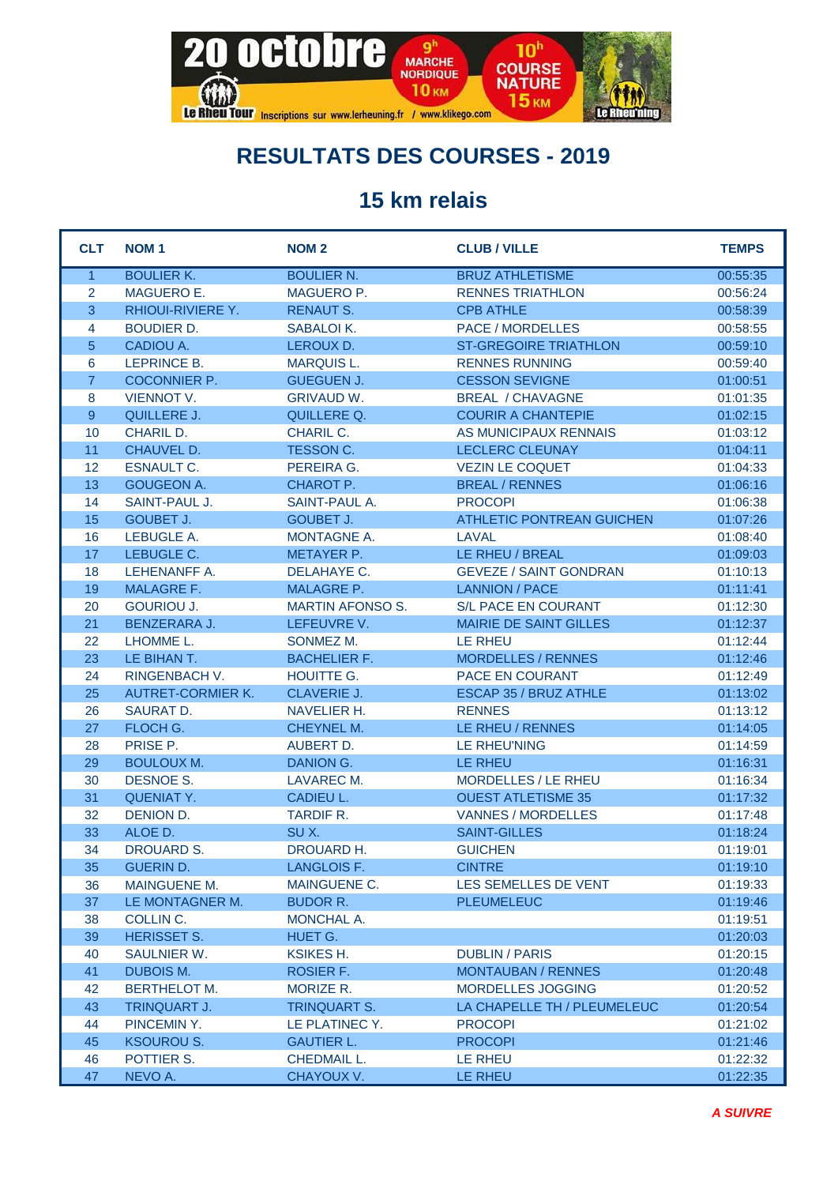20 octobre — 9h MARCHE NORDIQUE 10 KM — 10h COURSE NATURE 15 KM — Le Rheu Tour — Inscriptions sur www.lerheuning.fr / www.klikego.com — Le Rheu'ning

# RESULTATS DES COURSES - 2019

## 15 km relais

| CLT | NOM 1 | NOM 2 | CLUB / VILLE | TEMPS |
|---|---|---|---|---|
| 1 | BOULIER K. | BOULIER N. | BRUZ ATHLETISME | 00:55:35 |
| 2 | MAGUERO E. | MAGUERO P. | RENNES TRIATHLON | 00:56:24 |
| 3 | RHIOUI-RIVIERE Y. | RENAUT S. | CPB ATHLE | 00:58:39 |
| 4 | BOUDIER D. | SABALOI K. | PACE / MORDELLES | 00:58:55 |
| 5 | CADIOU A. | LEROUX D. | ST-GREGOIRE TRIATHLON | 00:59:10 |
| 6 | LEPRINCE B. | MARQUIS L. | RENNES RUNNING | 00:59:40 |
| 7 | COCONNIER P. | GUEGUEN J. | CESSON SEVIGNE | 01:00:51 |
| 8 | VIENNOT V. | GRIVAUD W. | BREAL / CHAVAGNE | 01:01:35 |
| 9 | QUILLERE J. | QUILLERE Q. | COURIR A CHANTEPIE | 01:02:15 |
| 10 | CHARIL D. | CHARIL C. | AS MUNICIPAUX RENNAIS | 01:03:12 |
| 11 | CHAUVEL D. | TESSON C. | LECLERC CLEUNAY | 01:04:11 |
| 12 | ESNAULT C. | PEREIRA G. | VEZIN LE COQUET | 01:04:33 |
| 13 | GOUGEON A. | CHAROT P. | BREAL / RENNES | 01:06:16 |
| 14 | SAINT-PAUL J. | SAINT-PAUL A. | PROCOPI | 01:06:38 |
| 15 | GOUBET J. | GOUBET J. | ATHLETIC PONTREAN GUICHEN | 01:07:26 |
| 16 | LEBUGLE A. | MONTAGNE A. | LAVAL | 01:08:40 |
| 17 | LEBUGLE C. | METAYER P. | LE RHEU / BREAL | 01:09:03 |
| 18 | LEHENANFF A. | DELAHAYE C. | GEVEZE / SAINT GONDRAN | 01:10:13 |
| 19 | MALAGRE F. | MALAGRE P. | LANNION / PACE | 01:11:41 |
| 20 | GOURIOU J. | MARTIN AFONSO S. | S/L PACE EN COURANT | 01:12:30 |
| 21 | BENZERARA J. | LEFEUVRE V. | MAIRIE DE SAINT GILLES | 01:12:37 |
| 22 | LHOMME L. | SONMEZ M. | LE RHEU | 01:12:44 |
| 23 | LE BIHAN T. | BACHELIER F. | MORDELLES / RENNES | 01:12:46 |
| 24 | RINGENBACH V. | HOUITTE G. | PACE EN COURANT | 01:12:49 |
| 25 | AUTRET-CORMIER K. | CLAVERIE J. | ESCAP 35 / BRUZ ATHLE | 01:13:02 |
| 26 | SAURAT D. | NAVELIER H. | RENNES | 01:13:12 |
| 27 | FLOCH G. | CHEYNEL M. | LE RHEU / RENNES | 01:14:05 |
| 28 | PRISE P. | AUBERT D. | LE RHEU'NING | 01:14:59 |
| 29 | BOULOUX M. | DANION G. | LE RHEU | 01:16:31 |
| 30 | DESNOE S. | LAVAREC M. | MORDELLES / LE RHEU | 01:16:34 |
| 31 | QUENIAT Y. | CADIEU L. | OUEST ATLETISME 35 | 01:17:32 |
| 32 | DENION D. | TARDIF R. | VANNES / MORDELLES | 01:17:48 |
| 33 | ALOE D. | SU X. | SAINT-GILLES | 01:18:24 |
| 34 | DROUARD S. | DROUARD H. | GUICHEN | 01:19:01 |
| 35 | GUERIN D. | LANGLOIS F. | CINTRE | 01:19:10 |
| 36 | MAINGUENE M. | MAINGUENE C. | LES SEMELLES DE VENT | 01:19:33 |
| 37 | LE MONTAGNER M. | BUDOR R. | PLEUMELEUC | 01:19:46 |
| 38 | COLLIN C. | MONCHAL A. | | 01:19:51 |
| 39 | HERISSET S. | HUET G. | | 01:20:03 |
| 40 | SAULNIER W. | KSIKES H. | DUBLIN / PARIS | 01:20:15 |
| 41 | DUBOIS M. | ROSIER F. | MONTAUBAN / RENNES | 01:20:48 |
| 42 | BERTHELOT M. | MORIZE R. | MORDELLES JOGGING | 01:20:52 |
| 43 | TRINQUART J. | TRINQUART S. | LA CHAPELLE TH / PLEUMELEUC | 01:20:54 |
| 44 | PINCEMIN Y. | LE PLATINEC Y. | PROCOPI | 01:21:02 |
| 45 | KSOUROU S. | GAUTIER L. | PROCOPI | 01:21:46 |
| 46 | POTTIER S. | CHEDMAIL L. | LE RHEU | 01:22:32 |
| 47 | NEVO A. | CHAYOUX V. | LE RHEU | 01:22:35 |

*A SUIVRE*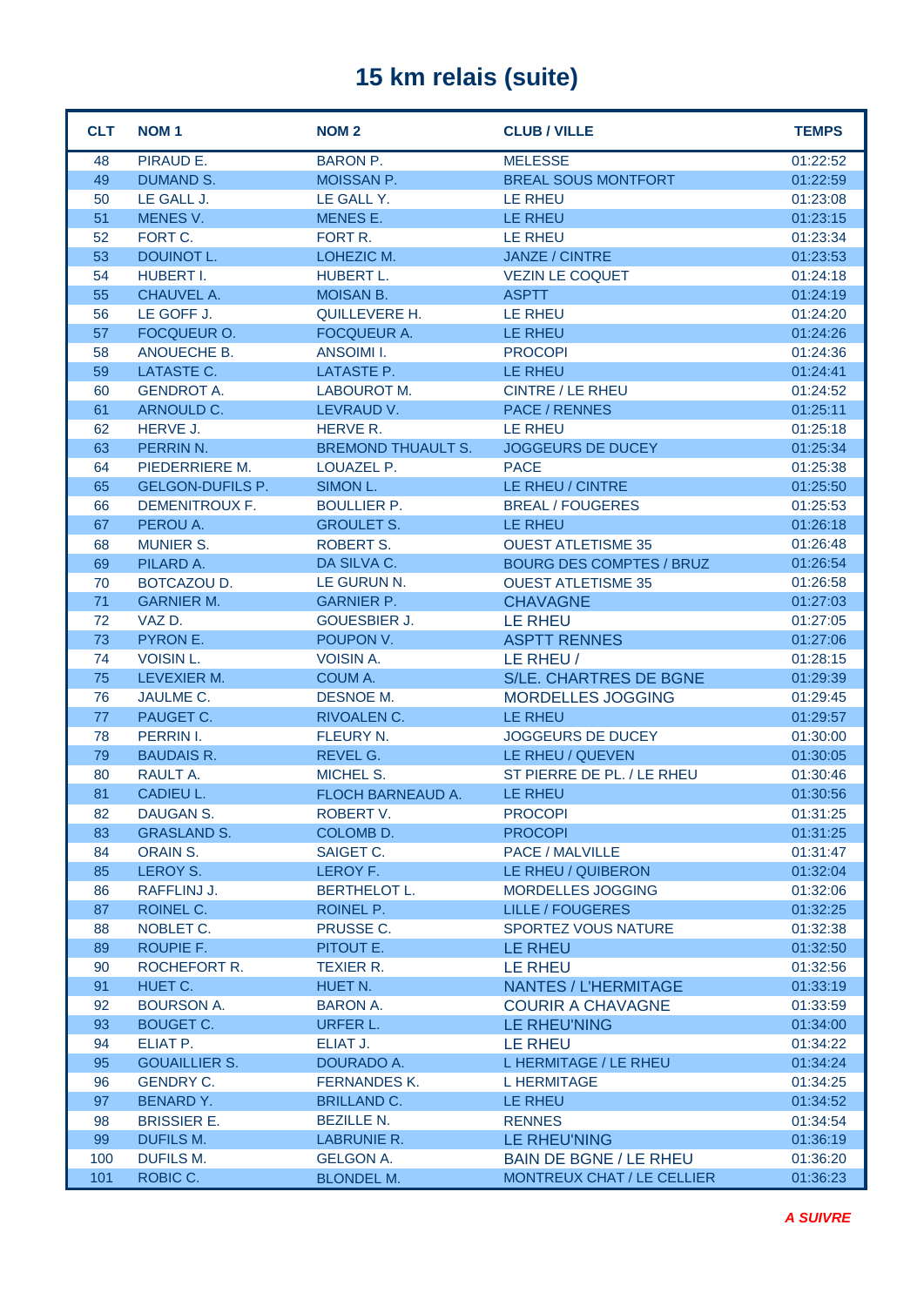# 15 km relais (suite)

| CLT | NOM 1 | NOM 2 | CLUB / VILLE | TEMPS |
|---|---|---|---|---|
| 48 | PIRAUD E. | BARON P. | MELESSE | 01:22:52 |
| 49 | DUMAND S. | MOISSAN P. | BREAL SOUS MONTFORT | 01:22:59 |
| 50 | LE GALL J. | LE GALL Y. | LE RHEU | 01:23:08 |
| 51 | MENES V. | MENES E. | LE RHEU | 01:23:15 |
| 52 | FORT C. | FORT R. | LE RHEU | 01:23:34 |
| 53 | DOUINOT L. | LOHEZIC M. | JANZE / CINTRE | 01:23:53 |
| 54 | HUBERT I. | HUBERT L. | VEZIN LE COQUET | 01:24:18 |
| 55 | CHAUVEL A. | MOISAN B. | ASPTT | 01:24:19 |
| 56 | LE GOFF J. | QUILLEVERE H. | LE RHEU | 01:24:20 |
| 57 | FOCQUEUR O. | FOCQUEUR A. | LE RHEU | 01:24:26 |
| 58 | ANOUECHE B. | ANSOIMI I. | PROCOPI | 01:24:36 |
| 59 | LATASTE C. | LATASTE P. | LE RHEU | 01:24:41 |
| 60 | GENDROT A. | LABOUROT M. | CINTRE / LE RHEU | 01:24:52 |
| 61 | ARNOULD C. | LEVRAUD V. | PACE / RENNES | 01:25:11 |
| 62 | HERVE J. | HERVE R. | LE RHEU | 01:25:18 |
| 63 | PERRIN N. | BREMOND THUAULT S. | JOGGEURS DE DUCEY | 01:25:34 |
| 64 | PIEDERRIERE M. | LOUAZEL P. | PACE | 01:25:38 |
| 65 | GELGON-DUFILS P. | SIMON L. | LE RHEU / CINTRE | 01:25:50 |
| 66 | DEMENITROUX F. | BOULLIER P. | BREAL / FOUGERES | 01:25:53 |
| 67 | PEROU A. | GROULET S. | LE RHEU | 01:26:18 |
| 68 | MUNIER S. | ROBERT S. | OUEST ATLETISME 35 | 01:26:48 |
| 69 | PILARD A. | DA SILVA C. | BOURG DES COMPTES / BRUZ | 01:26:54 |
| 70 | BOTCAZOU D. | LE GURUN N. | OUEST ATLETISME 35 | 01:26:58 |
| 71 | GARNIER M. | GARNIER P. | CHAVAGNE | 01:27:03 |
| 72 | VAZ D. | GOUESBIER J. | LE RHEU | 01:27:05 |
| 73 | PYRON E. | POUPON V. | ASPTT RENNES | 01:27:06 |
| 74 | VOISIN L. | VOISIN A. | LE RHEU / | 01:28:15 |
| 75 | LEVEXIER M. | COUM A. | S/LE. CHARTRES DE BGNE | 01:29:39 |
| 76 | JAULME C. | DESNOE M. | MORDELLES JOGGING | 01:29:45 |
| 77 | PAUGET C. | RIVOALEN C. | LE RHEU | 01:29:57 |
| 78 | PERRIN I. | FLEURY N. | JOGGEURS DE DUCEY | 01:30:00 |
| 79 | BAUDAIS R. | REVEL G. | LE RHEU / QUEVEN | 01:30:05 |
| 80 | RAULT A. | MICHEL S. | ST PIERRE DE PL. / LE RHEU | 01:30:46 |
| 81 | CADIEU L. | FLOCH BARNEAUD A. | LE RHEU | 01:30:56 |
| 82 | DAUGAN S. | ROBERT V. | PROCOPI | 01:31:25 |
| 83 | GRASLAND S. | COLOMB D. | PROCOPI | 01:31:25 |
| 84 | ORAIN S. | SAIGET C. | PACE / MALVILLE | 01:31:47 |
| 85 | LEROY S. | LEROY F. | LE RHEU / QUIBERON | 01:32:04 |
| 86 | RAFFLINJ J. | BERTHELOT L. | MORDELLES JOGGING | 01:32:06 |
| 87 | ROINEL C. | ROINEL P. | LILLE / FOUGERES | 01:32:25 |
| 88 | NOBLET C. | PRUSSE C. | SPORTEZ VOUS NATURE | 01:32:38 |
| 89 | ROUPIE F. | PITOUT E. | LE RHEU | 01:32:50 |
| 90 | ROCHEFORT R. | TEXIER R. | LE RHEU | 01:32:56 |
| 91 | HUET C. | HUET N. | NANTES / L'HERMITAGE | 01:33:19 |
| 92 | BOURSON A. | BARON A. | COURIR A CHAVAGNE | 01:33:59 |
| 93 | BOUGET C. | URFER L. | LE RHEU'NING | 01:34:00 |
| 94 | ELIAT P. | ELIAT J. | LE RHEU | 01:34:22 |
| 95 | GOUAILLIER S. | DOURADO A. | L HERMITAGE / LE RHEU | 01:34:24 |
| 96 | GENDRY C. | FERNANDES K. | L HERMITAGE | 01:34:25 |
| 97 | BENARD Y. | BRILLAND C. | LE RHEU | 01:34:52 |
| 98 | BRISSIER E. | BEZILLE N. | RENNES | 01:34:54 |
| 99 | DUFILS M. | LABRUNIE R. | LE RHEU'NING | 01:36:19 |
| 100 | DUFILS M. | GELGON A. | BAIN DE BGNE / LE RHEU | 01:36:20 |
| 101 | ROBIC C. | BLONDEL M. | MONTREUX CHAT / LE CELLIER | 01:36:23 |

*A SUIVRE*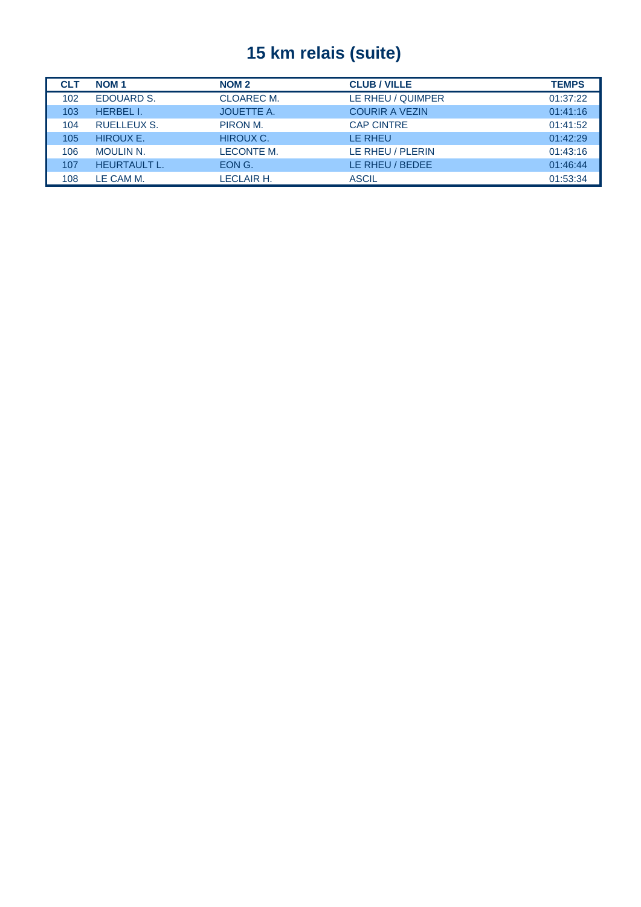# 15 km relais (suite)

| CLT | NOM 1 | NOM 2 | CLUB / VILLE | TEMPS |
|---|---|---|---|---|
| 102 | EDOUARD S. | CLOAREC M. | LE RHEU / QUIMPER | 01:37:22 |
| 103 | HERBEL I. | JOUETTE A. | COURIR A VEZIN | 01:41:16 |
| 104 | RUELLEUX S. | PIRON M. | CAP CINTRE | 01:41:52 |
| 105 | HIROUX E. | HIROUX C. | LE RHEU | 01:42:29 |
| 106 | MOULIN N. | LECONTE M. | LE RHEU / PLERIN | 01:43:16 |
| 107 | HEURTAULT L. | EON G. | LE RHEU / BEDEE | 01:46:44 |
| 108 | LE CAM M. | LECLAIR H. | ASCIL | 01:53:34 |